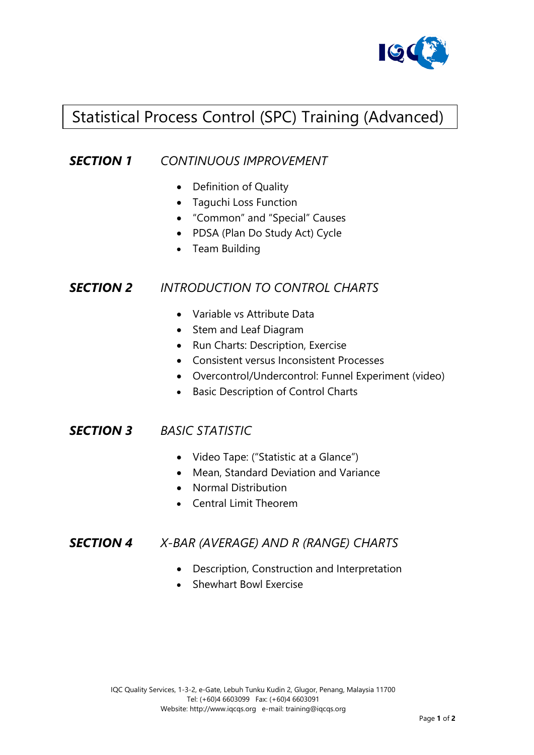# Statistical Process Control (SPC) Training (Advanced)

## ***SECTION 1*** *CONTINUOUS IMPROVEMENT*

- Definition of Quality
- Taguchi Loss Function
- "Common" and "Special" Causes
- PDSA (Plan Do Study Act) Cycle
- Team Building

## ***SECTION 2*** *INTRODUCTION TO CONTROL CHARTS*

- Variable vs Attribute Data
- Stem and Leaf Diagram
- Run Charts: Description, Exercise
- Consistent versus Inconsistent Processes
- Overcontrol/Undercontrol: Funnel Experiment (video)
- Basic Description of Control Charts

## ***SECTION 3*** *BASIC STATISTIC*

- Video Tape: ("Statistic at a Glance")
- Mean, Standard Deviation and Variance
- Normal Distribution
- Central Limit Theorem

## ***SECTION 4*** *X-BAR (AVERAGE) AND R (RANGE) CHARTS*

- Description, Construction and Interpretation
- Shewhart Bowl Exercise

IQC Quality Services, 1-3-2, e-Gate, Lebuh Tunku Kudin 2, Glugor, Penang, Malaysia 11700
Tel: (+60)4 6603099 Fax: (+60)4 6603091
Website: http://www.iqcqs.org e-mail: training@iqcqs.org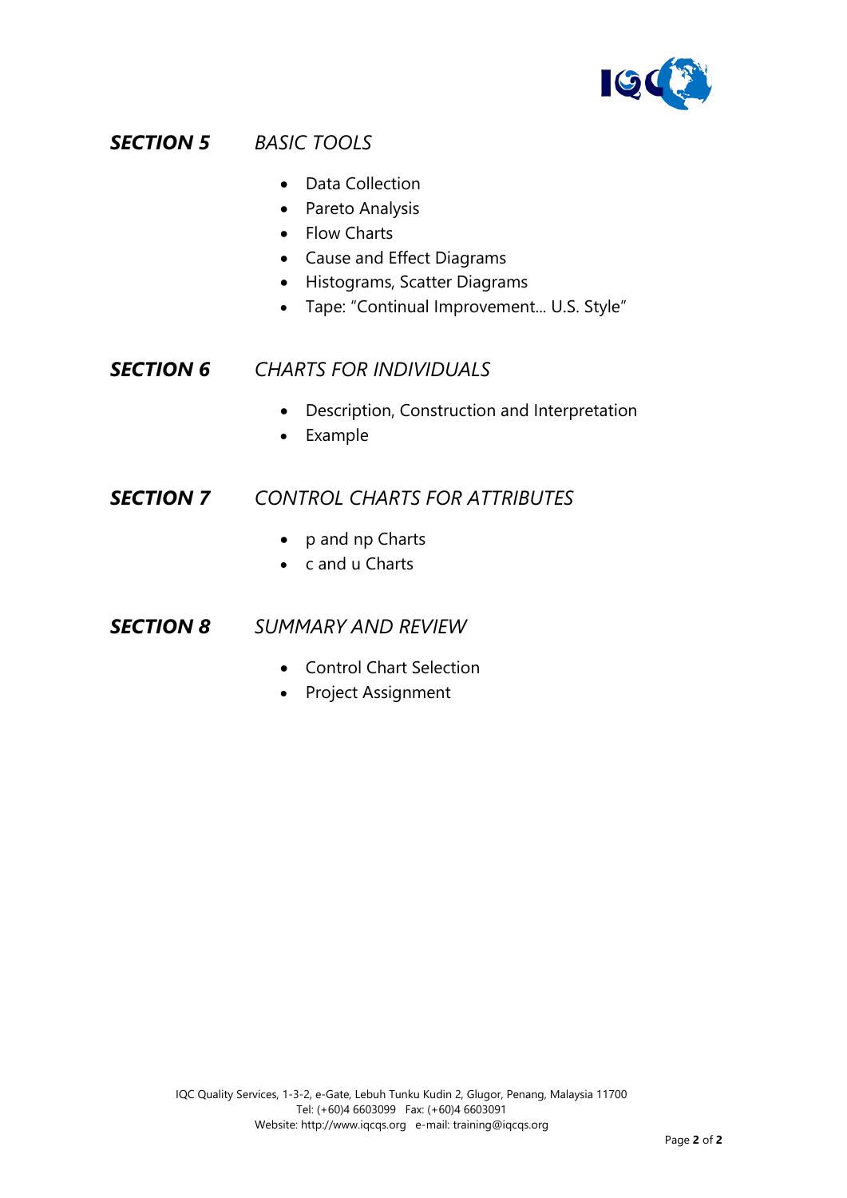## ***SECTION 5*** *BASIC TOOLS*

- Data Collection
- Pareto Analysis
- Flow Charts
- Cause and Effect Diagrams
- Histograms, Scatter Diagrams
- Tape: "Continual Improvement... U.S. Style"

## ***SECTION 6*** *CHARTS FOR INDIVIDUALS*

- Description, Construction and Interpretation
- Example

## ***SECTION 7*** *CONTROL CHARTS FOR ATTRIBUTES*

- p and np Charts
- c and u Charts

## ***SECTION 8*** *SUMMARY AND REVIEW*

- Control Chart Selection
- Project Assignment

IQC Quality Services, 1-3-2, e-Gate, Lebuh Tunku Kudin 2, Glugor, Penang, Malaysia 11700
Tel: (+60)4 6603099 Fax: (+60)4 6603091
Website: http://www.iqcqs.org e-mail: training@iqcqs.org